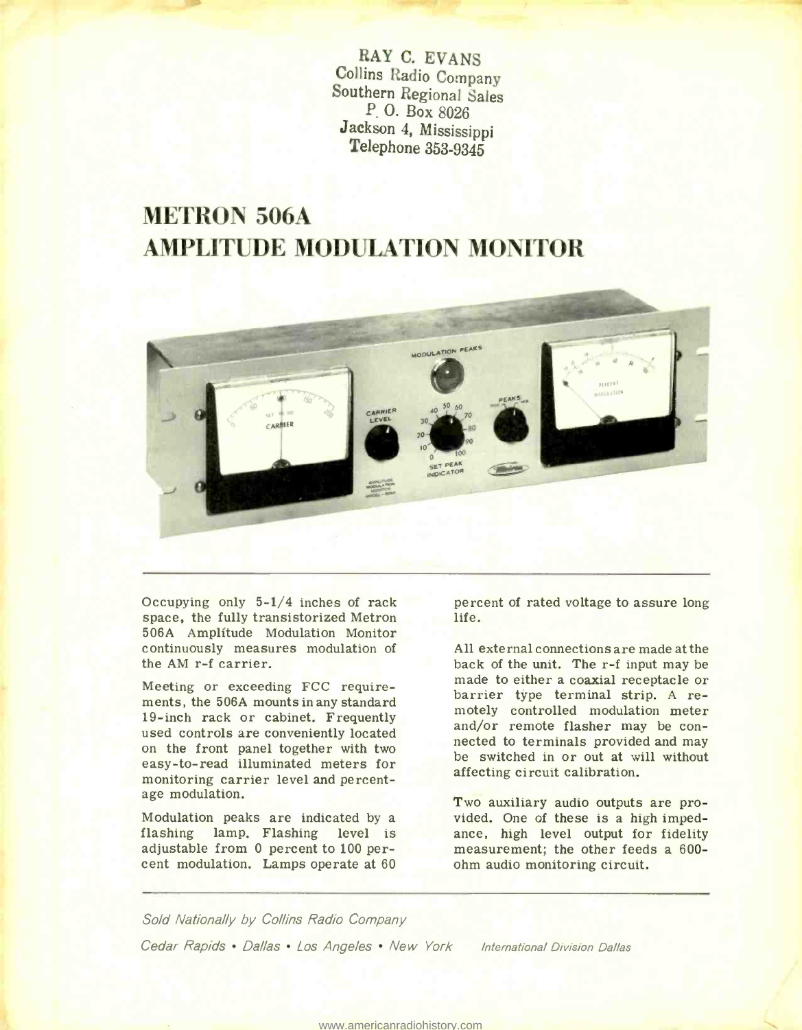RAY C. EVANS
Collins Radio Company
Southern Regional Sales
P. O. Box 8026
Jackson 4, Mississippi
Telephone 353-9345

# METRON 506A AMPLITUDE MODULATION MONITOR

Occupying only 5-1/4 inches of rack space, the fully transistorized Metron 506A Amplitude Modulation Monitor continuously measures modulation of the AM r-f carrier.

Meeting or exceeding FCC requirements, the 506A mounts in any standard 19-inch rack or cabinet. Frequently used controls are conveniently located on the front panel together with two easy-to-read illuminated meters for monitoring carrier level and percentage modulation.

Modulation peaks are indicated by a flashing lamp. Flashing level is adjustable from 0 percent to 100 percent modulation. Lamps operate at 60 percent of rated voltage to assure long life.

All external connections are made at the back of the unit. The r-f input may be made to either a coaxial receptacle or barrier type terminal strip. A remotely controlled modulation meter and/or remote flasher may be connected to terminals provided and may be switched in or out at will without affecting circuit calibration.

Two auxiliary audio outputs are provided. One of these is a high impedance, high level output for fidelity measurement; the other feeds a 600-ohm audio monitoring circuit.

*Sold Nationally by Collins Radio Company*

*Cedar Rapids • Dallas • Los Angeles • New York* *International Division Dallas*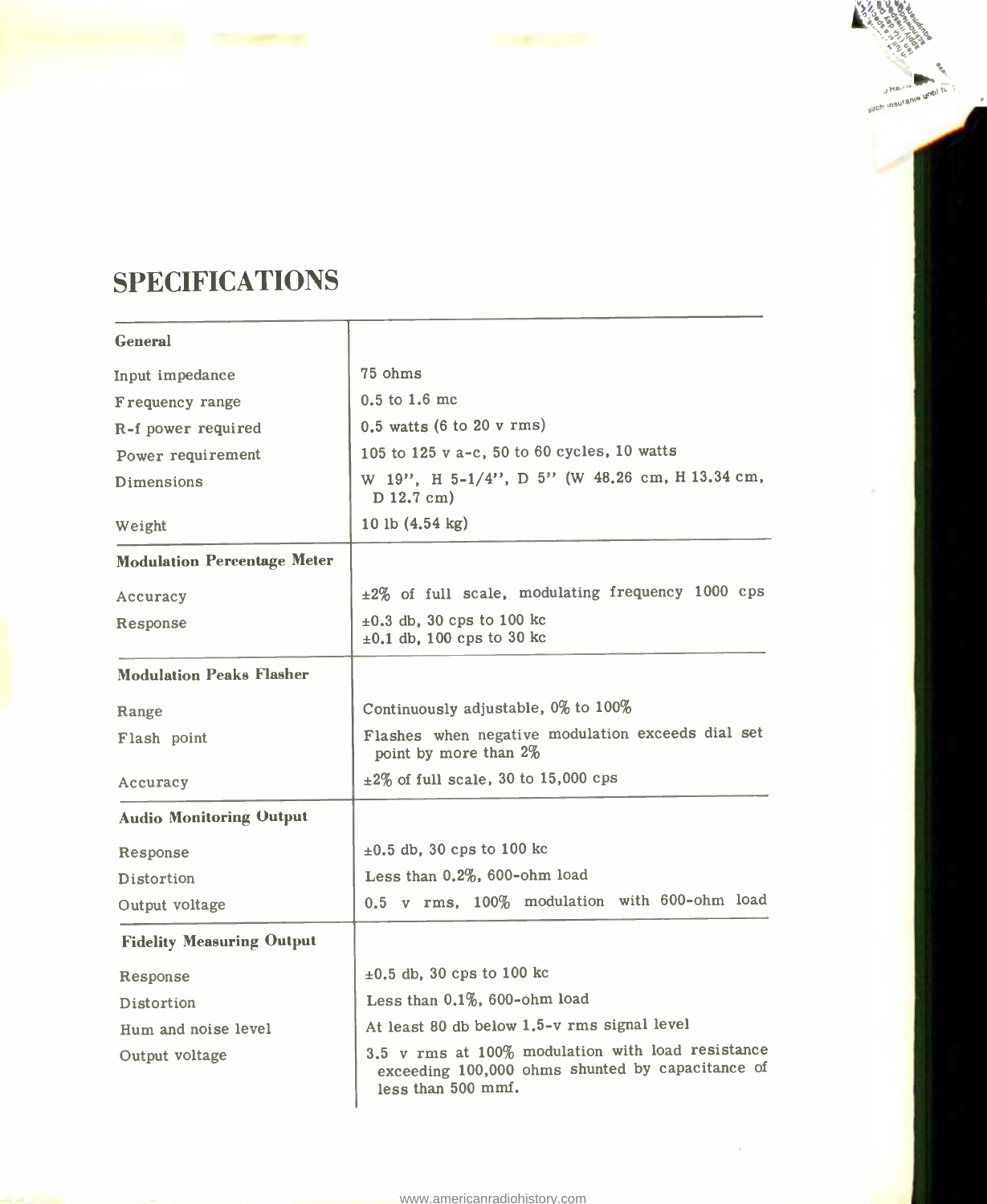# SPECIFICATIONS

| | |
|---|---|
| **General** | |
| Input impedance | 75 ohms |
| Frequency range | 0.5 to 1.6 mc |
| R-f power required | 0.5 watts (6 to 20 v rms) |
| Power requirement | 105 to 125 v a-c, 50 to 60 cycles, 10 watts |
| Dimensions | W 19", H 5-1/4", D 5" (W 48.26 cm, H 13.34 cm, D 12.7 cm) |
| Weight | 10 lb (4.54 kg) |
| **Modulation Percentage Meter** | |
| Accuracy | ±2% of full scale, modulating frequency 1000 cps |
| Response | ±0.3 db, 30 cps to 100 kc<br>±0.1 db, 100 cps to 30 kc |
| **Modulation Peaks Flasher** | |
| Range | Continuously adjustable, 0% to 100% |
| Flash point | Flashes when negative modulation exceeds dial set point by more than 2% |
| Accuracy | ±2% of full scale, 30 to 15,000 cps |
| **Audio Monitoring Output** | |
| Response | ±0.5 db, 30 cps to 100 kc |
| Distortion | Less than 0.2%, 600-ohm load |
| Output voltage | 0.5 v rms, 100% modulation with 600-ohm load |
| **Fidelity Measuring Output** | |
| Response | ±0.5 db, 30 cps to 100 kc |
| Distortion | Less than 0.1%, 600-ohm load |
| Hum and noise level | At least 80 db below 1.5-v rms signal level |
| Output voltage | 3.5 v rms at 100% modulation with load resistance exceeding 100,000 ohms shunted by capacitance of less than 500 mmf. |